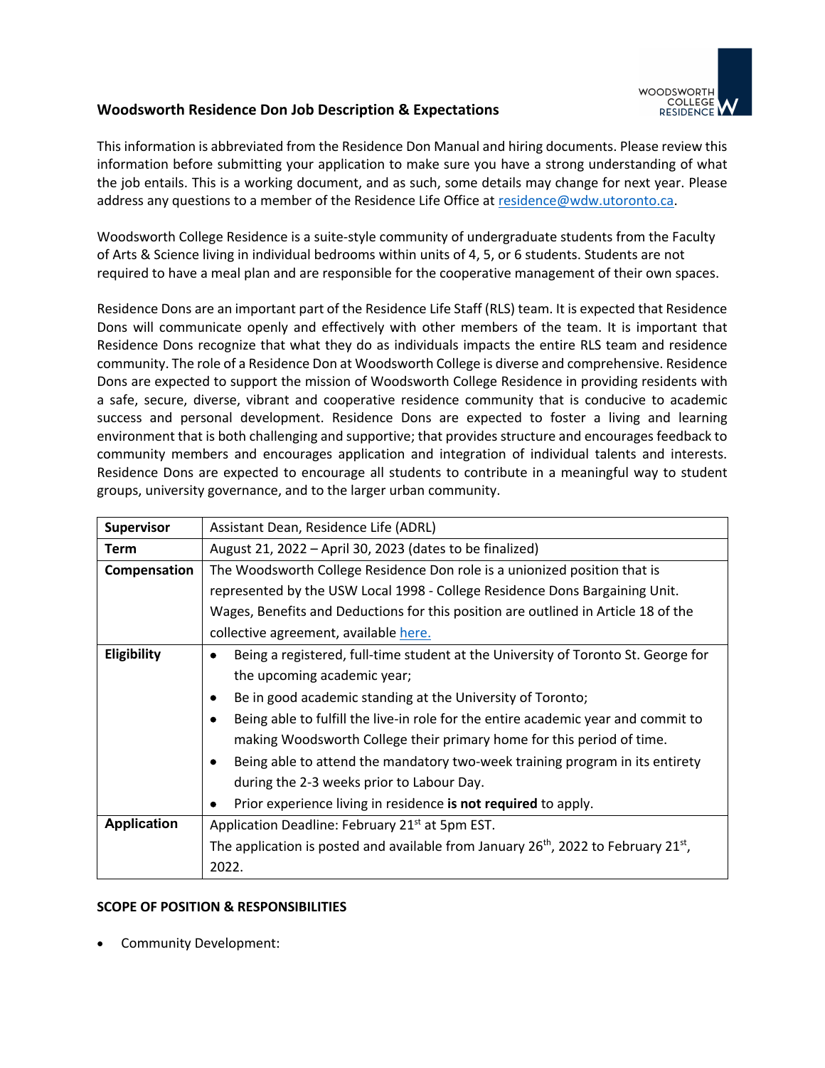## Woodsworth Residence Don Job Description & Expectations

This information is abbreviated from the Residence Don Manual and hiring documents. Please review this information before submitting your application to make sure you have a strong understanding of what the job entails. This is a working document, and as such, some details may change for next year. Please address any questions to a member of the Residence Life Office at residence@wdw.utoronto.ca.

Woodsworth College Residence is a suite-style community of undergraduate students from the Faculty of Arts & Science living in individual bedrooms within units of 4, 5, or 6 students. Students are not required to have a meal plan and are responsible for the cooperative management of their own spaces.

Residence Dons are an important part of the Residence Life Staff (RLS) team. It is expected that Residence Dons will communicate openly and effectively with other members of the team. It is important that Residence Dons recognize that what they do as individuals impacts the entire RLS team and residence community. The role of a Residence Don at Woodsworth College is diverse and comprehensive. Residence Dons are expected to support the mission of Woodsworth College Residence in providing residents with a safe, secure, diverse, vibrant and cooperative residence community that is conducive to academic success and personal development. Residence Dons are expected to foster a living and learning environment that is both challenging and supportive; that provides structure and encourages feedback to community members and encourages application and integration of individual talents and interests. Residence Dons are expected to encourage all students to contribute in a meaningful way to student groups, university governance, and to the larger urban community.

| | |
|---|---|
| **Supervisor** | Assistant Dean, Residence Life (ADRL) |
| **Term** | August 21, 2022 – April 30, 2023 (dates to be finalized) |
| **Compensation** | The Woodsworth College Residence Don role is a unionized position that is represented by the USW Local 1998 - College Residence Dons Bargaining Unit. Wages, Benefits and Deductions for this position are outlined in Article 18 of the collective agreement, available here. |
| **Eligibility** | • Being a registered, full-time student at the University of Toronto St. George for the upcoming academic year;<br>• Be in good academic standing at the University of Toronto;<br>• Being able to fulfill the live-in role for the entire academic year and commit to making Woodsworth College their primary home for this period of time.<br>• Being able to attend the mandatory two-week training program in its entirety during the 2-3 weeks prior to Labour Day.<br>• Prior experience living in residence **is not required** to apply. |
| **Application** | Application Deadline: February 21st at 5pm EST.<br>The application is posted and available from January 26th, 2022 to February 21st, 2022. |

**SCOPE OF POSITION & RESPONSIBILITIES**

- Community Development: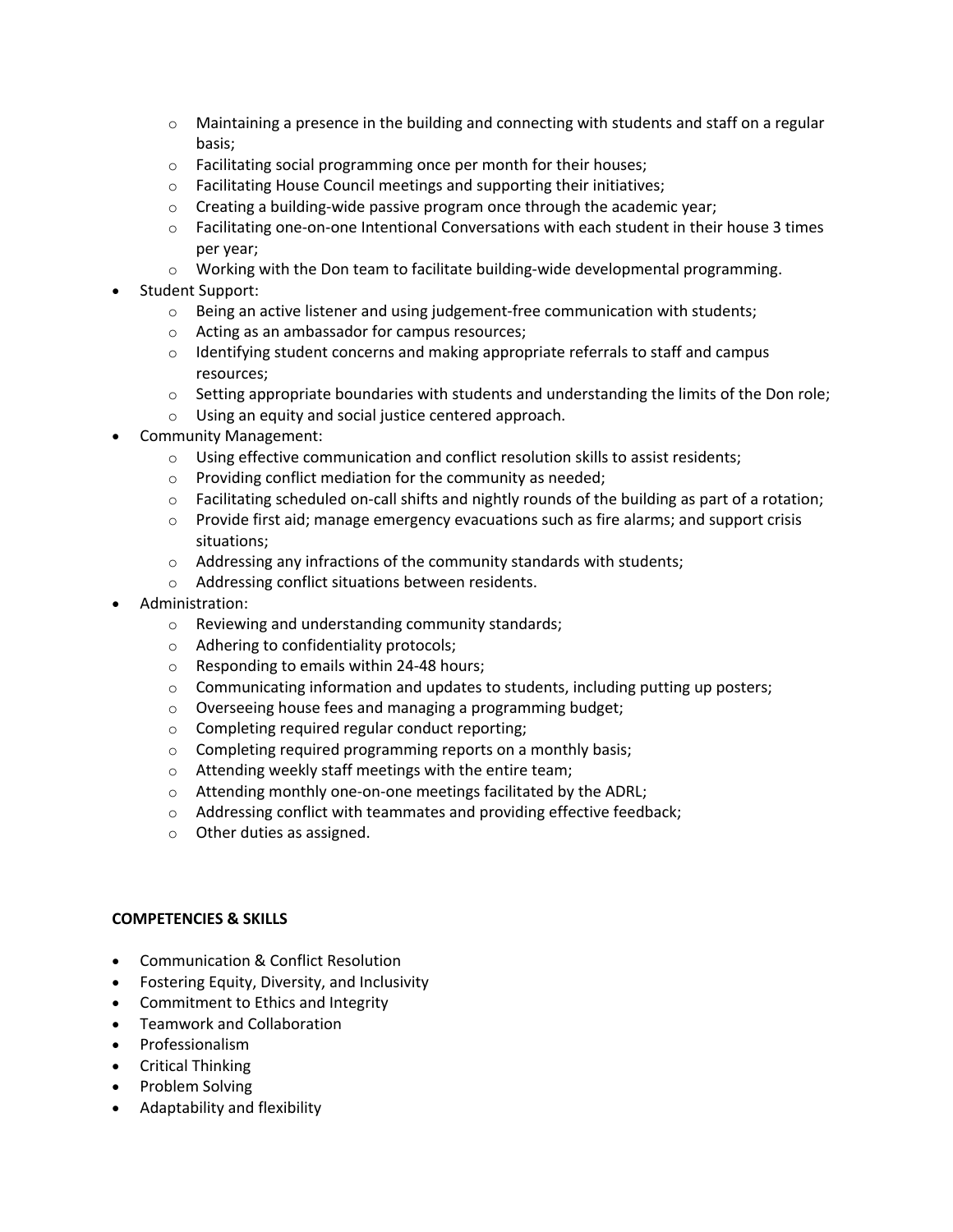- Maintaining a presence in the building and connecting with students and staff on a regular basis;
  - Facilitating social programming once per month for their houses;
  - Facilitating House Council meetings and supporting their initiatives;
  - Creating a building-wide passive program once through the academic year;
  - Facilitating one-on-one Intentional Conversations with each student in their house 3 times per year;
  - Working with the Don team to facilitate building-wide developmental programming.
- Student Support:
  - Being an active listener and using judgement-free communication with students;
  - Acting as an ambassador for campus resources;
  - Identifying student concerns and making appropriate referrals to staff and campus resources;
  - Setting appropriate boundaries with students and understanding the limits of the Don role;
  - Using an equity and social justice centered approach.
- Community Management:
  - Using effective communication and conflict resolution skills to assist residents;
  - Providing conflict mediation for the community as needed;
  - Facilitating scheduled on-call shifts and nightly rounds of the building as part of a rotation;
  - Provide first aid; manage emergency evacuations such as fire alarms; and support crisis situations;
  - Addressing any infractions of the community standards with students;
  - Addressing conflict situations between residents.
- Administration:
  - Reviewing and understanding community standards;
  - Adhering to confidentiality protocols;
  - Responding to emails within 24-48 hours;
  - Communicating information and updates to students, including putting up posters;
  - Overseeing house fees and managing a programming budget;
  - Completing required regular conduct reporting;
  - Completing required programming reports on a monthly basis;
  - Attending weekly staff meetings with the entire team;
  - Attending monthly one-on-one meetings facilitated by the ADRL;
  - Addressing conflict with teammates and providing effective feedback;
  - Other duties as assigned.

**COMPETENCIES & SKILLS**

- Communication & Conflict Resolution
- Fostering Equity, Diversity, and Inclusivity
- Commitment to Ethics and Integrity
- Teamwork and Collaboration
- Professionalism
- Critical Thinking
- Problem Solving
- Adaptability and flexibility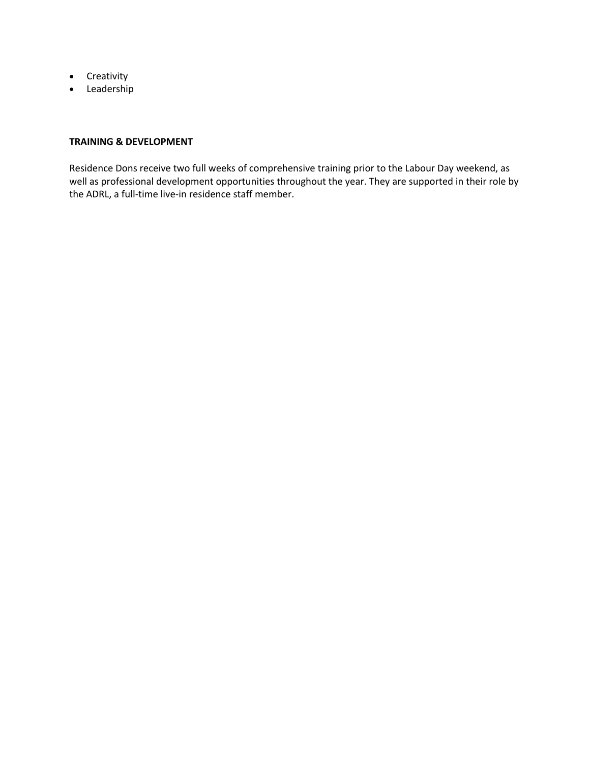- Creativity
- Leadership

**TRAINING & DEVELOPMENT**

Residence Dons receive two full weeks of comprehensive training prior to the Labour Day weekend, as well as professional development opportunities throughout the year. They are supported in their role by the ADRL, a full-time live-in residence staff member.